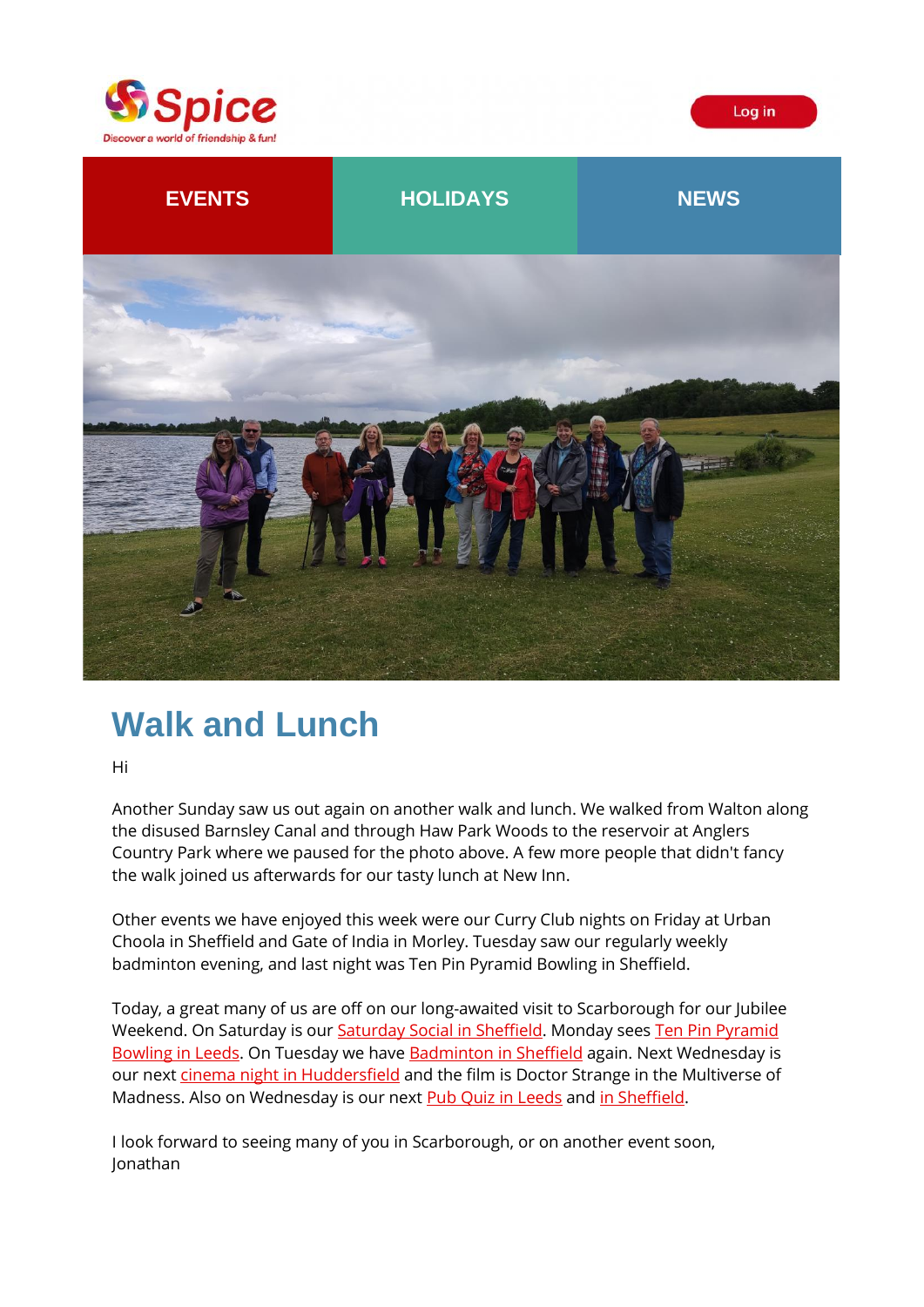Spice
Discover a world of friendship & fun!

Log in

EVENTS | HOLIDAYS | NEWS

# Walk and Lunch

Hi

Another Sunday saw us out again on another walk and lunch. We walked from Walton along the disused Barnsley Canal and through Haw Park Woods to the reservoir at Anglers Country Park where we paused for the photo above. A few more people that didn't fancy the walk joined us afterwards for our tasty lunch at New Inn.

Other events we have enjoyed this week were our Curry Club nights on Friday at Urban Choola in Sheffield and Gate of India in Morley. Tuesday saw our regularly weekly badminton evening, and last night was Ten Pin Pyramid Bowling in Sheffield.

Today, a great many of us are off on our long-awaited visit to Scarborough for our Jubilee Weekend. On Saturday is our Saturday Social in Sheffield. Monday sees Ten Pin Pyramid Bowling in Leeds. On Tuesday we have Badminton in Sheffield again. Next Wednesday is our next cinema night in Huddersfield and the film is Doctor Strange in the Multiverse of Madness. Also on Wednesday is our next Pub Quiz in Leeds and in Sheffield.

I look forward to seeing many of you in Scarborough, or on another event soon,
Jonathan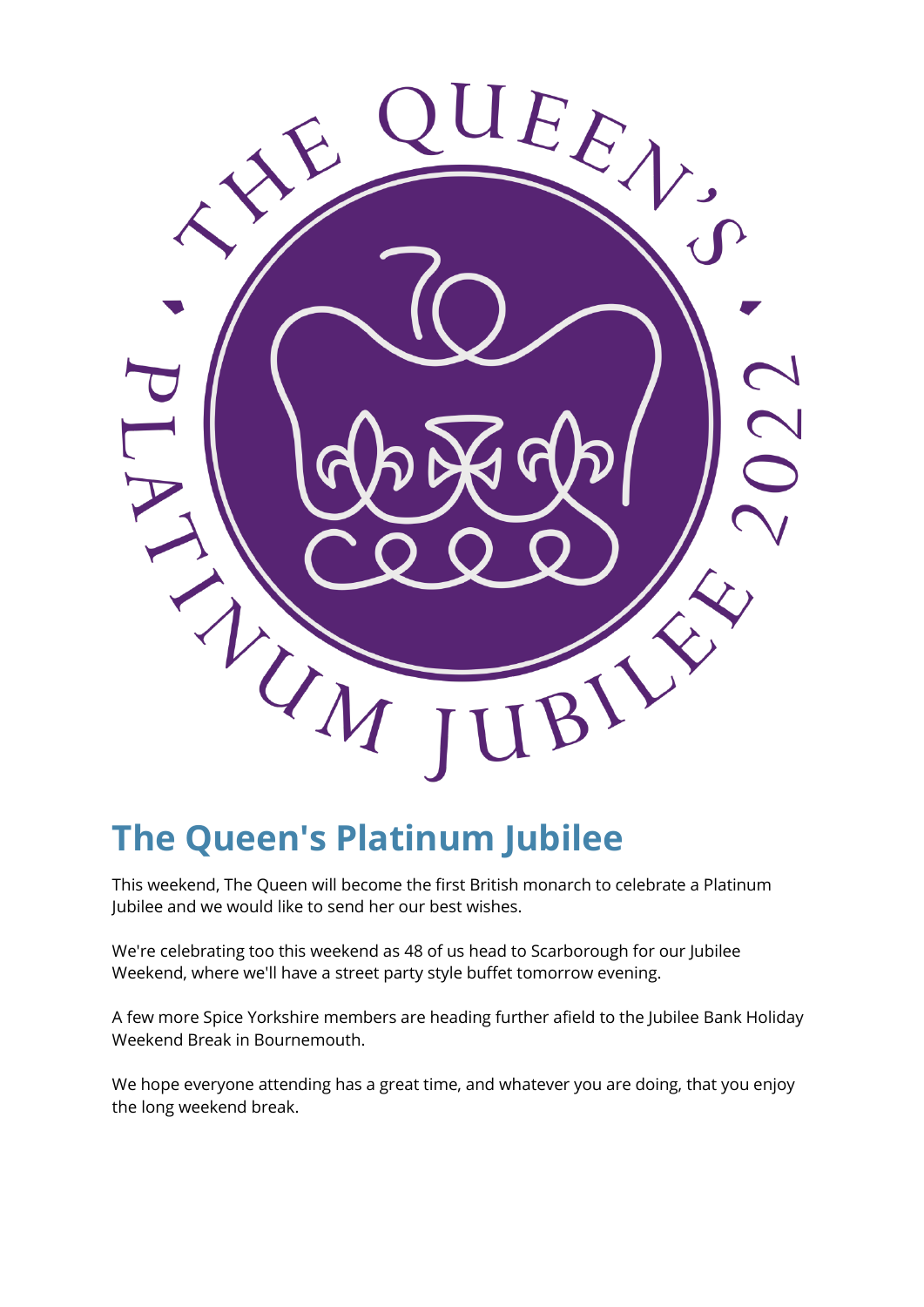# The Queen's Platinum Jubilee

This weekend, The Queen will become the first British monarch to celebrate a Platinum Jubilee and we would like to send her our best wishes.

We're celebrating too this weekend as 48 of us head to Scarborough for our Jubilee Weekend, where we'll have a street party style buffet tomorrow evening.

A few more Spice Yorkshire members are heading further afield to the Jubilee Bank Holiday Weekend Break in Bournemouth.

We hope everyone attending has a great time, and whatever you are doing, that you enjoy the long weekend break.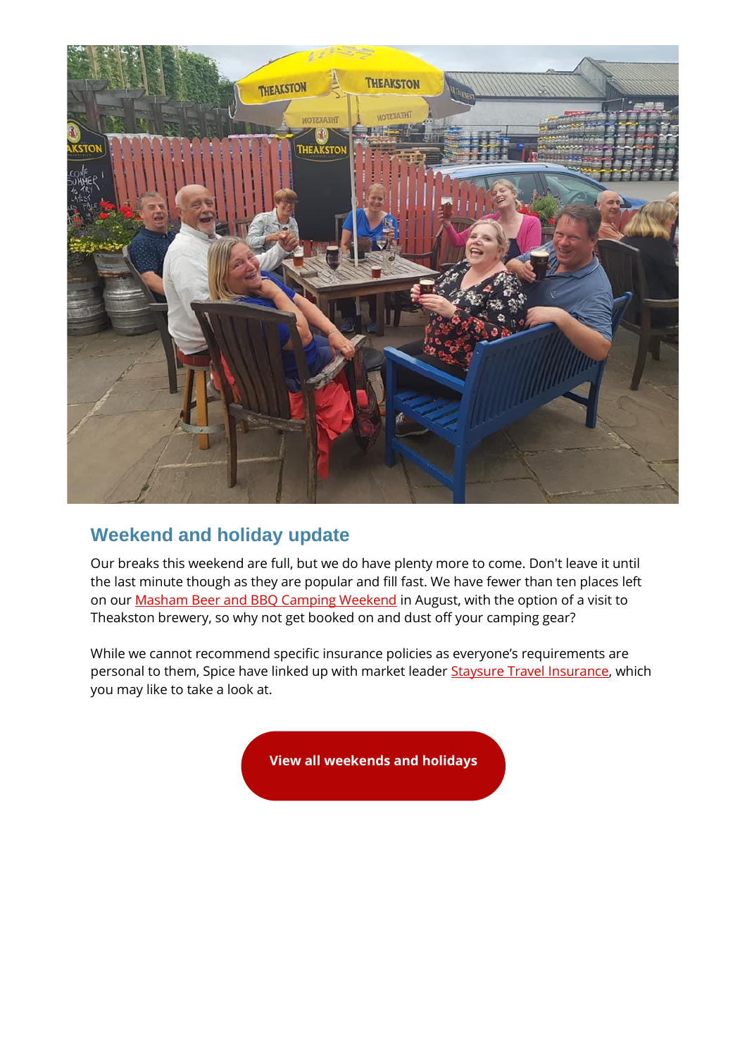## Weekend and holiday update

Our breaks this weekend are full, but we do have plenty more to come. Don't leave it until the last minute though as they are popular and fill fast. We have fewer than ten places left on our Masham Beer and BBQ Camping Weekend in August, with the option of a visit to Theakston brewery, so why not get booked on and dust off your camping gear?

While we cannot recommend specific insurance policies as everyone's requirements are personal to them, Spice have linked up with market leader Staysure Travel Insurance, which you may like to take a look at.

**View all weekends and holidays**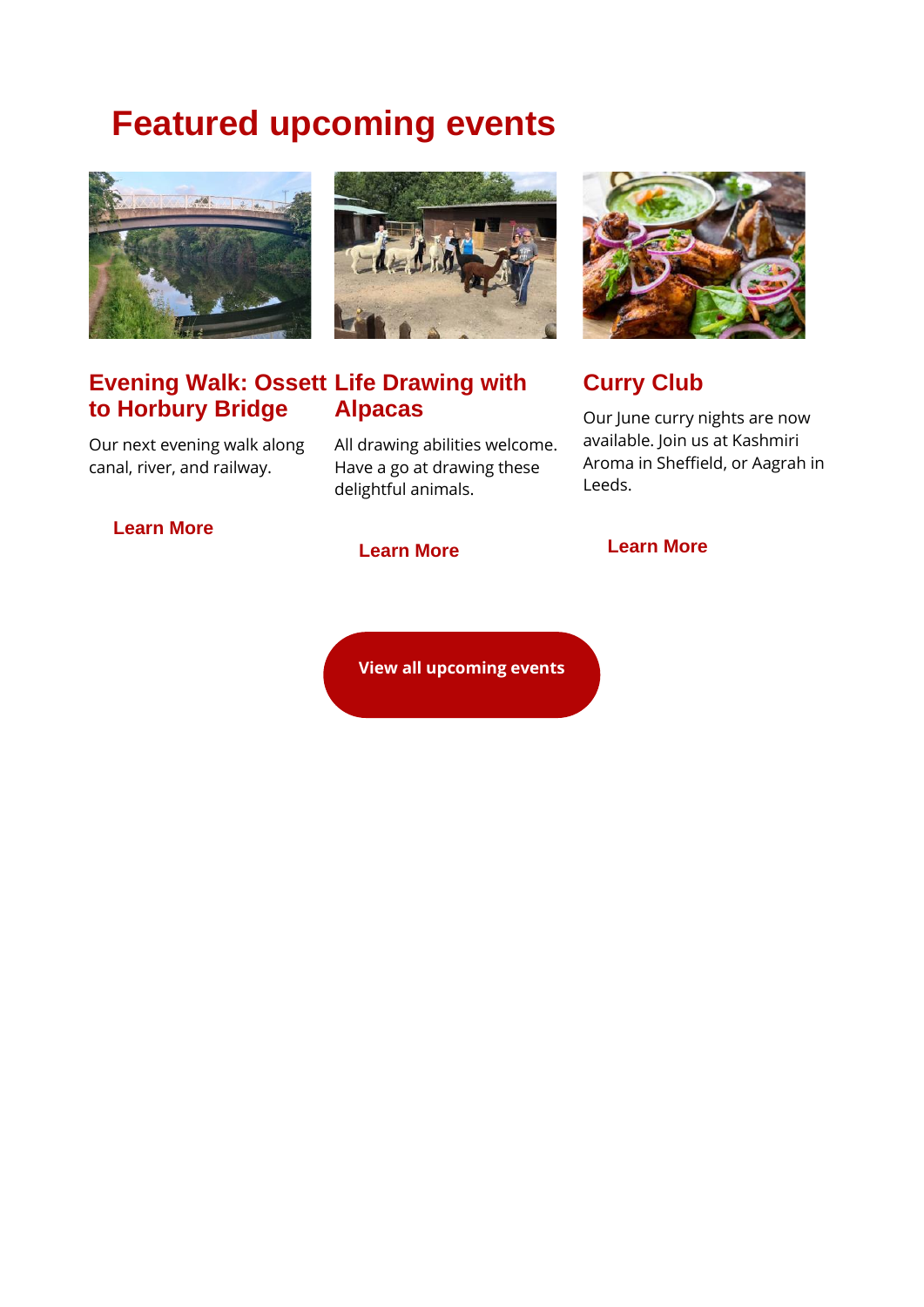# Featured upcoming events

### Evening Walk: Ossett to Horbury Bridge

Our next evening walk along canal, river, and railway.

**Learn More**

### Life Drawing with Alpacas

All drawing abilities welcome. Have a go at drawing these delightful animals.

**Learn More**

### Curry Club

Our June curry nights are now available. Join us at Kashmiri Aroma in Sheffield, or Aagrah in Leeds.

**Learn More**

**View all upcoming events**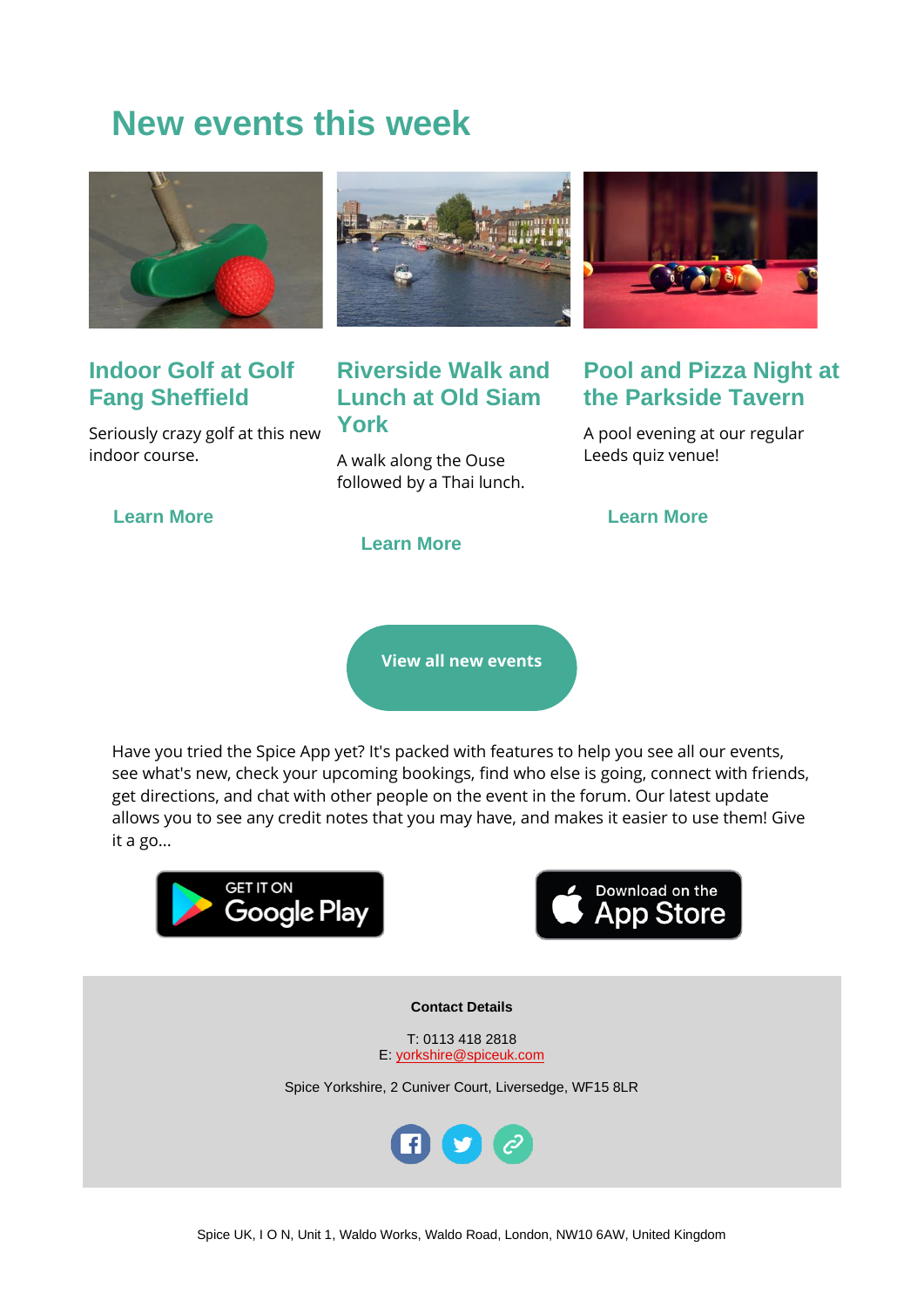# New events this week

### Indoor Golf at Golf Fang Sheffield

Seriously crazy golf at this new indoor course.

**Learn More**

### Riverside Walk and Lunch at Old Siam York

A walk along the Ouse followed by a Thai lunch.

**Learn More**

### Pool and Pizza Night at the Parkside Tavern

A pool evening at our regular Leeds quiz venue!

**Learn More**

**View all new events**

Have you tried the Spice App yet? It's packed with features to help you see all our events, see what's new, check your upcoming bookings, find who else is going, connect with friends, get directions, and chat with other people on the event in the forum. Our latest update allows you to see any credit notes that you may have, and makes it easier to use them! Give it a go...

GET IT ON Google Play

Download on the App Store

**Contact Details**

T: 0113 418 2818
E: yorkshire@spiceuk.com

Spice Yorkshire, 2 Cuniver Court, Liversedge, WF15 8LR

Spice UK, I O N, Unit 1, Waldo Works, Waldo Road, London, NW10 6AW, United Kingdom